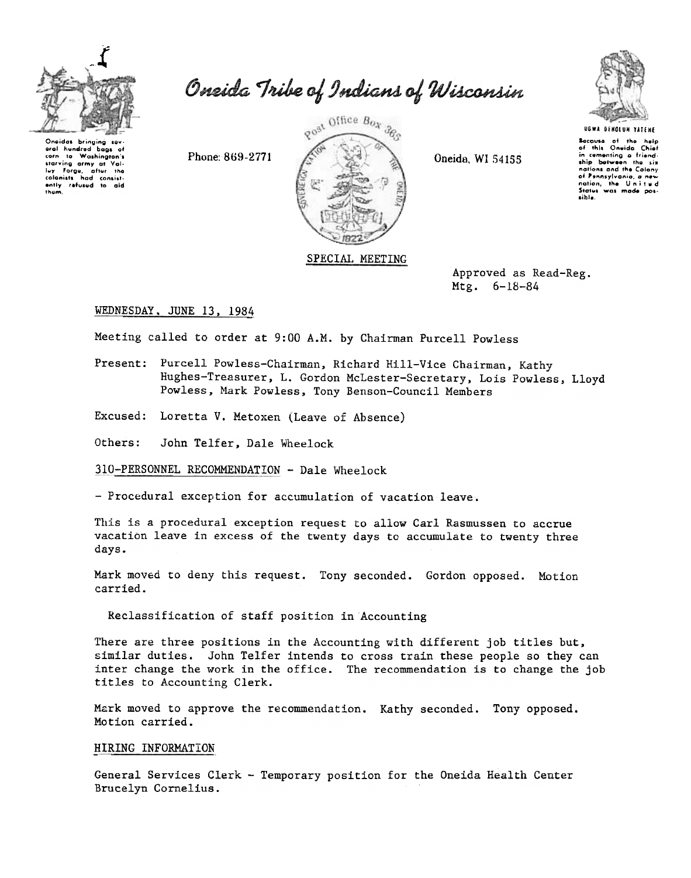# Oneida Tribe of Indians of Wisconsin

Oneidas bringing several hundred bags of corn to Washington's starving army at Valley Forge, after the colonists had consistently refused to aid them.

Phone: 869-2771

Post Office Box 365

Oneida, WI 54155

UGWA DEHOLUH YATEHE

Because of the help of this Oneida Chief in cementing a friendship between the six nations and the Colony of Pennsylvania, a new nation, the United States was made possible.

SPECIAL MEETING

Approved as Read-Reg. Mtg. 6-18-84

WEDNESDAY, JUNE 13, 1984

Meeting called to order at 9:00 A.M. by Chairman Purcell Powless

Present: Purcell Powless-Chairman, Richard Hill-Vice Chairman, Kathy Hughes-Treasurer, L. Gordon McLester-Secretary, Lois Powless, Lloyd Powless, Mark Powless, Tony Benson-Council Members

Excused: Loretta V. Metoxen (Leave of Absence)

Others: John Telfer, Dale Wheelock

310-PERSONNEL RECOMMENDATION - Dale Wheelock

- Procedural exception for accumulation of vacation leave.

This is a procedural exception request to allow Carl Rasmussen to accrue vacation leave in excess of the twenty days to accumulate to twenty three days.

Mark moved to deny this request. Tony seconded. Gordon opposed. Motion carried.

Reclassification of staff position in Accounting

There are three positions in the Accounting with different job titles but, similar duties. John Telfer intends to cross train these people so they can inter change the work in the office. The recommendation is to change the job titles to Accounting Clerk.

Mark moved to approve the recommendation. Kathy seconded. Tony opposed. Motion carried.

HIRING INFORMATION

General Services Clerk - Temporary position for the Oneida Health Center Brucelyn Cornelius.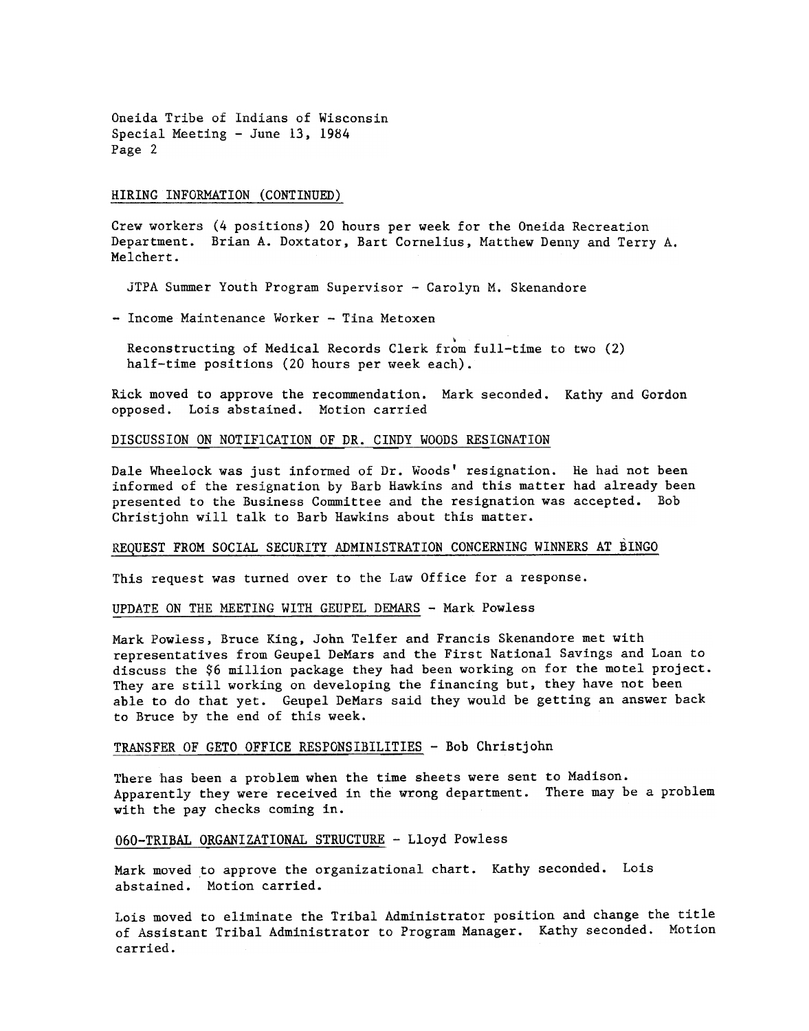HIRING INFORMATION (CONTINUED)

Crew workers (4 positions) 20 hours per week for the Oneida Recreation Department. Brian A. Doxtator, Bart Cornelius, Matthew Denny and Terry A. Melchert.

JTPA Summer Youth Program Supervisor - Carolyn M. Skenandore

- Income Maintenance Worker - Tina Metoxen

Reconstructing of Medical Records Clerk from full-time to two (2) half-time positions (20 hours per week each).

Rick moved to approve the recommendation. Mark seconded. Kathy and Gordon opposed. Lois abstained. Motion carried

DISCUSSION ON NOTIFICATION OF DR. CINDY WOODS RESIGNATION

Dale Wheelock was just informed of Dr. Woods' resignation. He had not been informed of the resignation by Barb Hawkins and this matter had already been presented to the Business Committee and the resignation was accepted. Bob Christjohn will talk to Barb Hawkins about this matter.

REQUEST FROM SOCIAL SECURITY ADMINISTRATION CONCERNING WINNERS AT BINGO

This request was turned over to the Law Office for a response.

UPDATE ON THE MEETING WITH GEUPEL DEMARS - Mark Powless

Mark Powless, Bruce King, John Telfer and Francis Skenandore met with representatives from Geupel DeMars and the First National Savings and Loan to discuss the $6 million package they had been working on for the motel project. They are still working on developing the financing but, they have not been able to do that yet. Geupel DeMars said they would be getting an answer back to Bruce by the end of this week.

TRANSFER OF GETO OFFICE RESPONSIBILITIES - Bob Christjohn

There has been a problem when the time sheets were sent to Madison. Apparently they were received in the wrong department. There may be a problem with the pay checks coming in.

060-TRIBAL ORGANIZATIONAL STRUCTURE - Lloyd Powless

Mark moved to approve the organizational chart. Kathy seconded. Lois abstained. Motion carried.

Lois moved to eliminate the Tribal Administrator position and change the title of Assistant Tribal Administrator to Program Manager. Kathy seconded. Motion carried.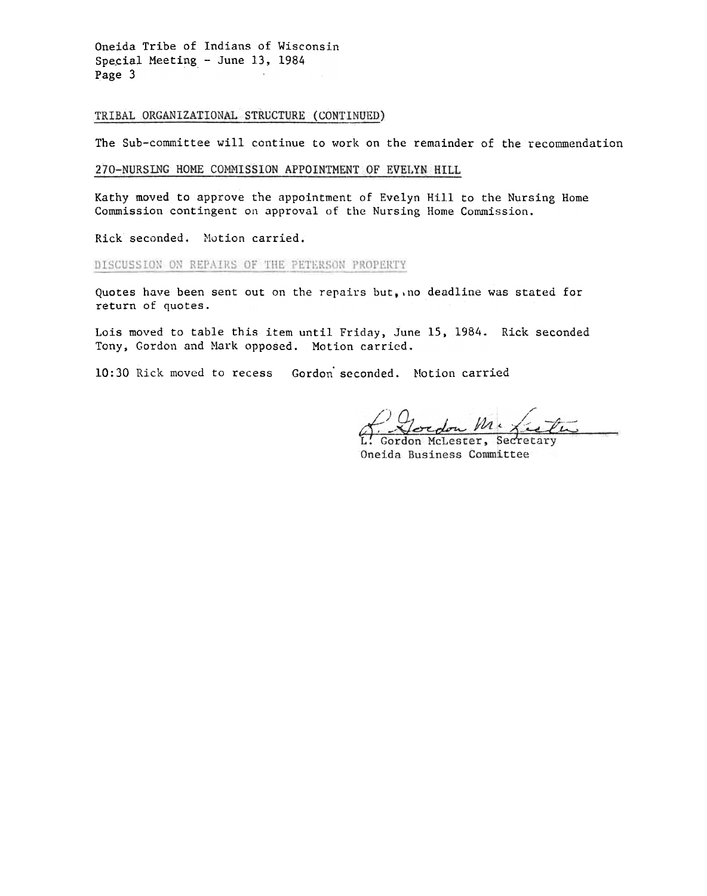Oneida Tribe of Indians of Wisconsin
Special Meeting - June 13, 1984
Page 3

TRIBAL ORGANIZATIONAL STRUCTURE (CONTINUED)

The Sub-committee will continue to work on the remainder of the recommendation

270-NURSING HOME COMMISSION APPOINTMENT OF EVELYN HILL

Kathy moved to approve the appointment of Evelyn Hill to the Nursing Home Commission contingent on approval of the Nursing Home Commission.

Rick seconded. Motion carried.

DISCUSSION ON REPAIRS OF THE PETERSON PROPERTY

Quotes have been sent out on the repairs but, no deadline was stated for return of quotes.

Lois moved to table this item until Friday, June 15, 1984. Rick seconded Tony, Gordon and Mark opposed. Motion carried.

10:30 Rick moved to recess Gordon seconded. Motion carried

L. Gordon McLester, Secretary
Oneida Business Committee